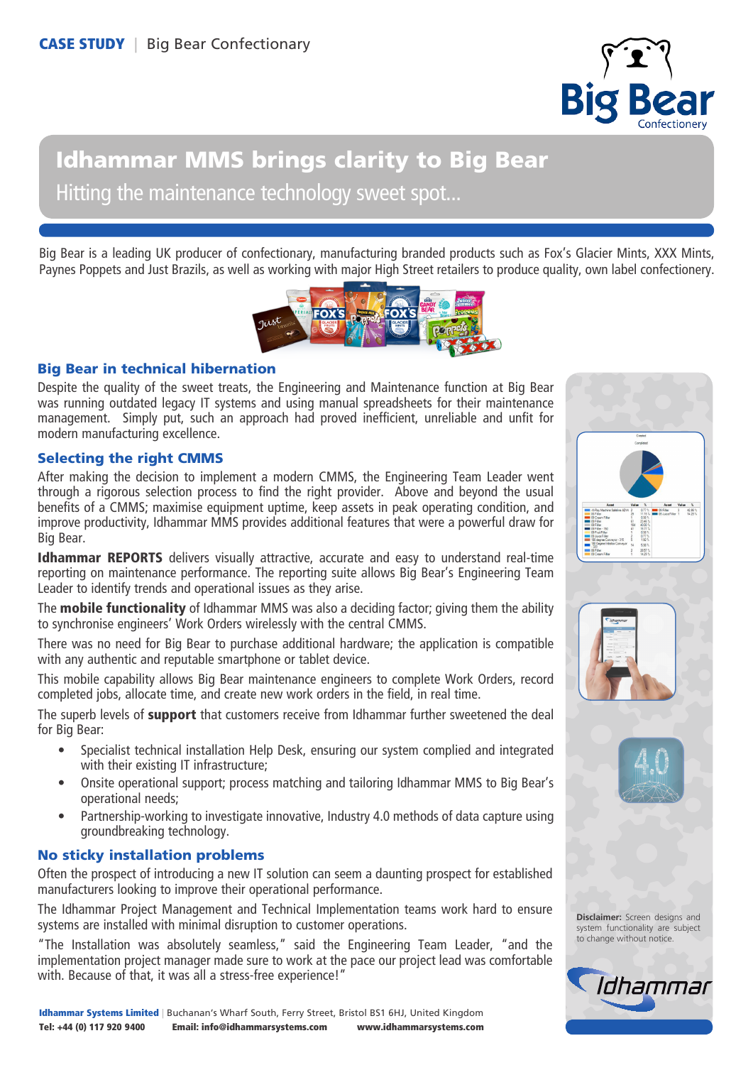**CASE STUDY** | Big Bear Confectionary

# Idhammar MMS brings clarity to Big Bear

## Hitting the maintenance technology sweet spot...

Big Bear is a leading UK producer of confectionary, manufacturing branded products such as Fox's Glacier Mints, XXX Mints, Paynes Poppets and Just Brazils, as well as working with major High Street retailers to produce quality, own label confectionery.

### Big Bear in technical hibernation

Despite the quality of the sweet treats, the Engineering and Maintenance function at Big Bear was running outdated legacy IT systems and using manual spreadsheets for their maintenance management. Simply put, such an approach had proved inefficient, unreliable and unfit for modern manufacturing excellence.

### Selecting the right CMMS

After making the decision to implement a modern CMMS, the Engineering Team Leader went through a rigorous selection process to find the right provider. Above and beyond the usual benefits of a CMMS; maximise equipment uptime, keep assets in peak operating condition, and improve productivity, Idhammar MMS provides additional features that were a powerful draw for Big Bear.

**Idhammar REPORTS** delivers visually attractive, accurate and easy to understand real-time reporting on maintenance performance. The reporting suite allows Big Bear's Engineering Team Leader to identify trends and operational issues as they arise.

The **mobile functionality** of Idhammar MMS was also a deciding factor; giving them the ability to synchronise engineers' Work Orders wirelessly with the central CMMS.

There was no need for Big Bear to purchase additional hardware; the application is compatible with any authentic and reputable smartphone or tablet device.

This mobile capability allows Big Bear maintenance engineers to complete Work Orders, record completed jobs, allocate time, and create new work orders in the field, in real time.

The superb levels of **support** that customers receive from Idhammar further sweetened the deal for Big Bear:

- Specialist technical installation Help Desk, ensuring our system complied and integrated with their existing IT infrastructure;
- Onsite operational support; process matching and tailoring Idhammar MMS to Big Bear's operational needs;
- Partnership-working to investigate innovative, Industry 4.0 methods of data capture using groundbreaking technology.

### No sticky installation problems

Often the prospect of introducing a new IT solution can seem a daunting prospect for established manufacturers looking to improve their operational performance.

The Idhammar Project Management and Technical Implementation teams work hard to ensure systems are installed with minimal disruption to customer operations.

"The Installation was absolutely seamless," said the Engineering Team Leader, "and the implementation project manager made sure to work at the pace our project lead was comfortable with. Because of that, it was all a stress-free experience!"

**Disclaimer:** Screen designs and system functionality are subject to change without notice.

**Idhammar Systems Limited** | Buchanan's Wharf South, Ferry Street, Bristol BS1 6HJ, United Kingdom
**Tel: +44 (0) 117 920 9400** **Email: info@idhammarsystems.com** **www.idhammarsystems.com**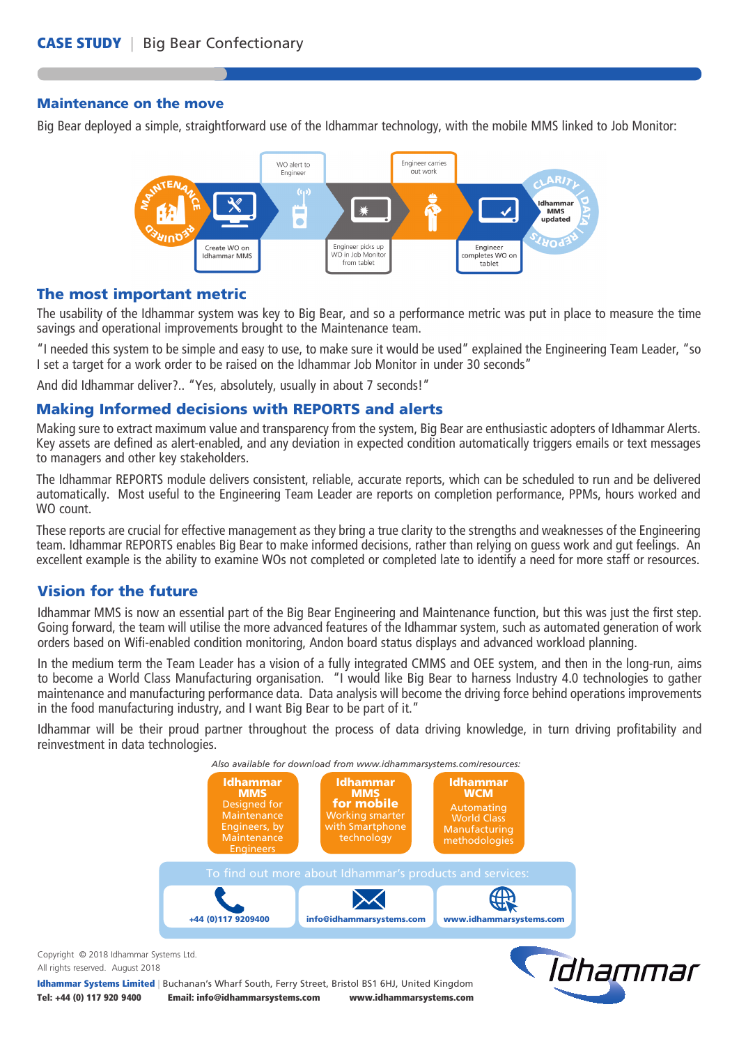## Maintenance on the move

Big Bear deployed a simple, straightforward use of the Idhammar technology, with the mobile MMS linked to Job Monitor:

MAINTENANCE REQUIRED
Create WO on Idhammar MMS
WO alert to Engineer
Engineer picks up WO in Job Monitor from tablet
Engineer carries out work
Engineer completes WO on tablet
Idhammar MMS updated
CLARITY DATA REPORTS

## The most important metric

The usability of the Idhammar system was key to Big Bear, and so a performance metric was put in place to measure the time savings and operational improvements brought to the Maintenance team.

"I needed this system to be simple and easy to use, to make sure it would be used" explained the Engineering Team Leader, "so I set a target for a work order to be raised on the Idhammar Job Monitor in under 30 seconds"

And did Idhammar deliver?.. "Yes, absolutely, usually in about 7 seconds!"

## Making Informed decisions with REPORTS and alerts

Making sure to extract maximum value and transparency from the system, Big Bear are enthusiastic adopters of Idhammar Alerts. Key assets are defined as alert-enabled, and any deviation in expected condition automatically triggers emails or text messages to managers and other key stakeholders.

The Idhammar REPORTS module delivers consistent, reliable, accurate reports, which can be scheduled to run and be delivered automatically. Most useful to the Engineering Team Leader are reports on completion performance, PPMs, hours worked and WO count.

These reports are crucial for effective management as they bring a true clarity to the strengths and weaknesses of the Engineering team. Idhammar REPORTS enables Big Bear to make informed decisions, rather than relying on guess work and gut feelings. An excellent example is the ability to examine WOs not completed or completed late to identify a need for more staff or resources.

## Vision for the future

Idhammar MMS is now an essential part of the Big Bear Engineering and Maintenance function, but this was just the first step. Going forward, the team will utilise the more advanced features of the Idhammar system, such as automated generation of work orders based on Wifi-enabled condition monitoring, Andon board status displays and advanced workload planning.

In the medium term the Team Leader has a vision of a fully integrated CMMS and OEE system, and then in the long-run, aims to become a World Class Manufacturing organisation. "I would like Big Bear to harness Industry 4.0 technologies to gather maintenance and manufacturing performance data. Data analysis will become the driving force behind operations improvements in the food manufacturing industry, and I want Big Bear to be part of it."

Idhammar will be their proud partner throughout the process of data driving knowledge, in turn driving profitability and reinvestment in data technologies.

*Also available for download from www.idhammarsystems.com/resources:*

**Idhammar MMS**
Designed for Maintenance Engineers, by Maintenance Engineers

**Idhammar MMS for mobile**
Working smarter with Smartphone technology

**Idhammar WCM**
Automating World Class Manufacturing methodologies

To find out more about Idhammar's products and services:

+44 (0)117 9209400
info@idhammarsystems.com
www.idhammarsystems.com

Copyright © 2018 Idhammar Systems Ltd.
All rights reserved. August 2018

**Idhammar Systems Limited** | Buchanan's Wharf South, Ferry Street, Bristol BS1 6HJ, United Kingdom
**Tel: +44 (0) 117 920 9400** **Email: info@idhammarsystems.com** **www.idhammarsystems.com**